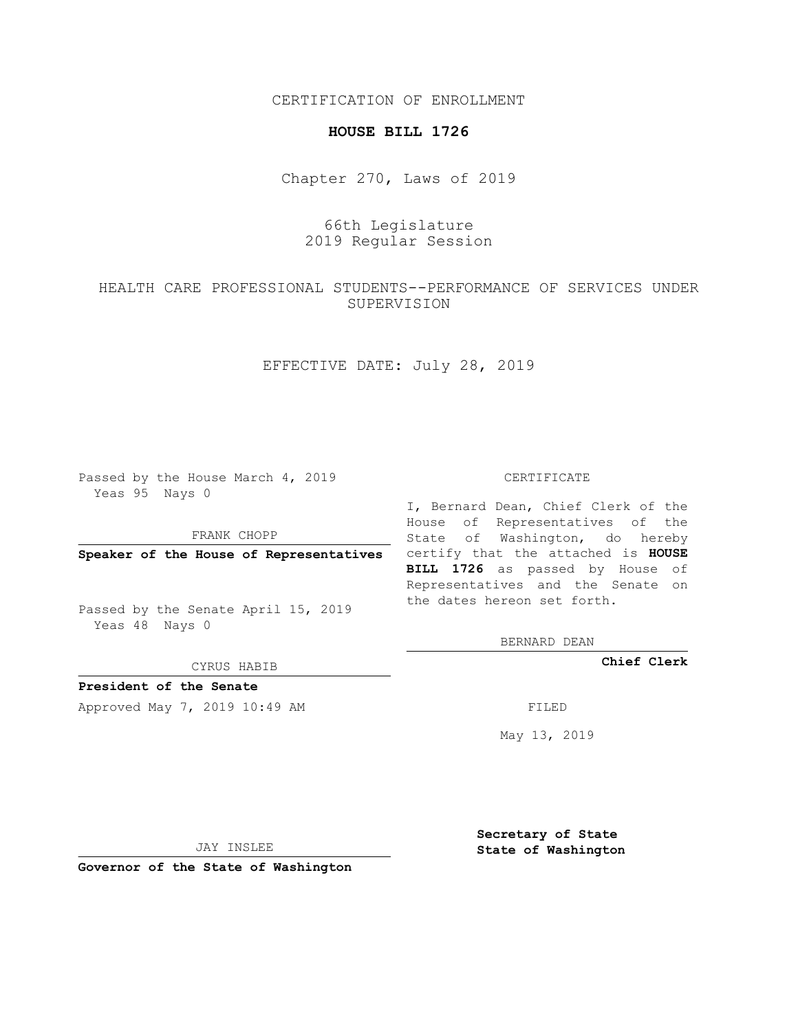CERTIFICATION OF ENROLLMENT

**HOUSE BILL 1726**

Chapter 270, Laws of 2019

66th Legislature
2019 Regular Session

HEALTH CARE PROFESSIONAL STUDENTS--PERFORMANCE OF SERVICES UNDER SUPERVISION

EFFECTIVE DATE: July 28, 2019

Passed by the House March 4, 2019
Yeas 95 Nays 0

FRANK CHOPP

**Speaker of the House of Representatives**

Passed by the Senate April 15, 2019
Yeas 48 Nays 0

CYRUS HABIB

**President of the Senate**

Approved May 7, 2019 10:49 AM

JAY INSLEE

**Governor of the State of Washington**

CERTIFICATE

I, Bernard Dean, Chief Clerk of the House of Representatives of the State of Washington, do hereby certify that the attached is **HOUSE BILL 1726** as passed by House of Representatives and the Senate on the dates hereon set forth.

BERNARD DEAN

**Chief Clerk**

FILED

May 13, 2019

**Secretary of State**
**State of Washington**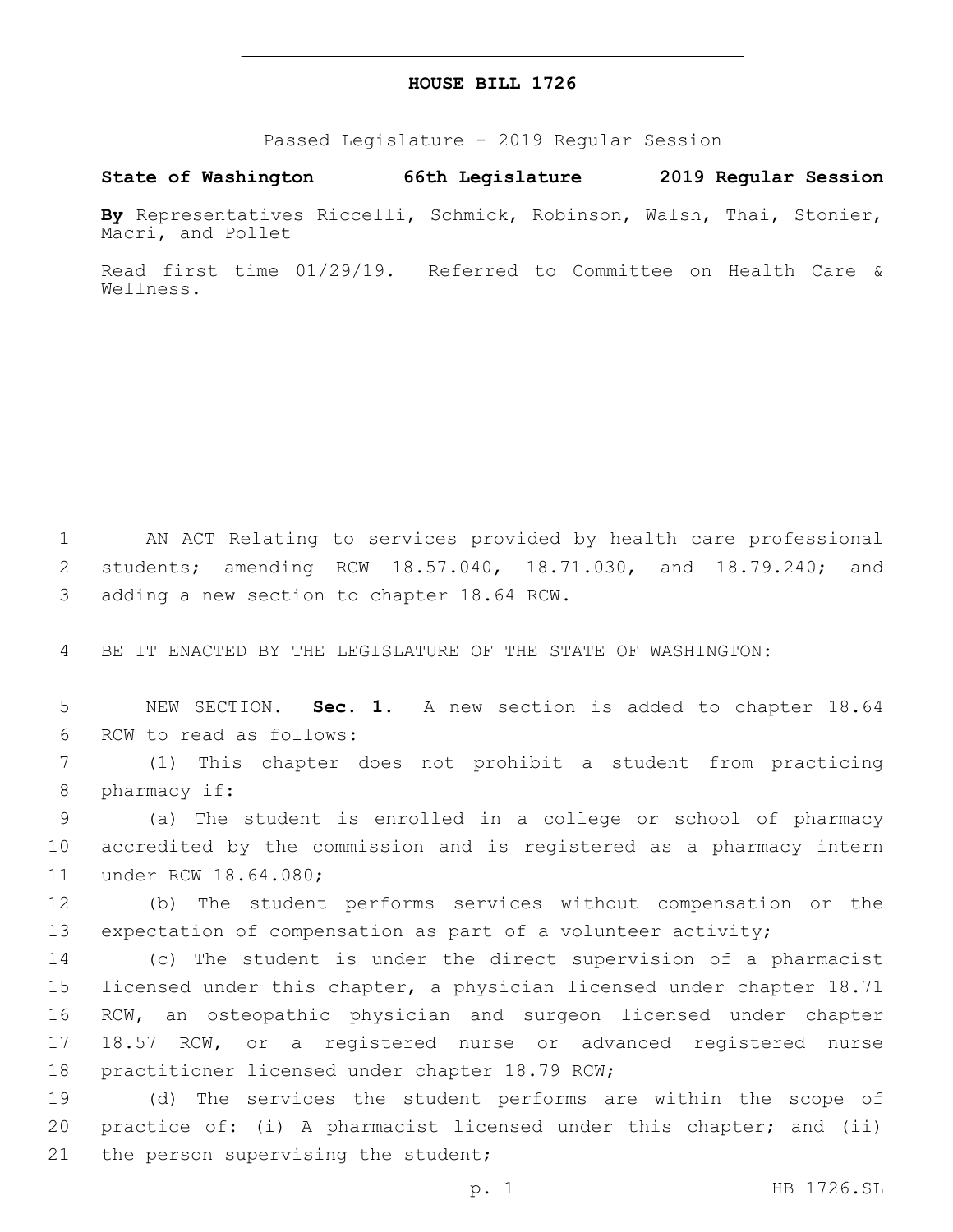# HOUSE BILL 1726

Passed Legislature - 2019 Regular Session

**State of Washington 66th Legislature 2019 Regular Session**

**By** Representatives Riccelli, Schmick, Robinson, Walsh, Thai, Stonier, Macri, and Pollet

Read first time 01/29/19. Referred to Committee on Health Care & Wellness.

AN ACT Relating to services provided by health care professional students; amending RCW 18.57.040, 18.71.030, and 18.79.240; and adding a new section to chapter 18.64 RCW.

BE IT ENACTED BY THE LEGISLATURE OF THE STATE OF WASHINGTON:

NEW SECTION. **Sec. 1.** A new section is added to chapter 18.64 RCW to read as follows:

(1) This chapter does not prohibit a student from practicing pharmacy if:

(a) The student is enrolled in a college or school of pharmacy accredited by the commission and is registered as a pharmacy intern under RCW 18.64.080;

(b) The student performs services without compensation or the expectation of compensation as part of a volunteer activity;

(c) The student is under the direct supervision of a pharmacist licensed under this chapter, a physician licensed under chapter 18.71 RCW, an osteopathic physician and surgeon licensed under chapter 18.57 RCW, or a registered nurse or advanced registered nurse practitioner licensed under chapter 18.79 RCW;

(d) The services the student performs are within the scope of practice of: (i) A pharmacist licensed under this chapter; and (ii) the person supervising the student;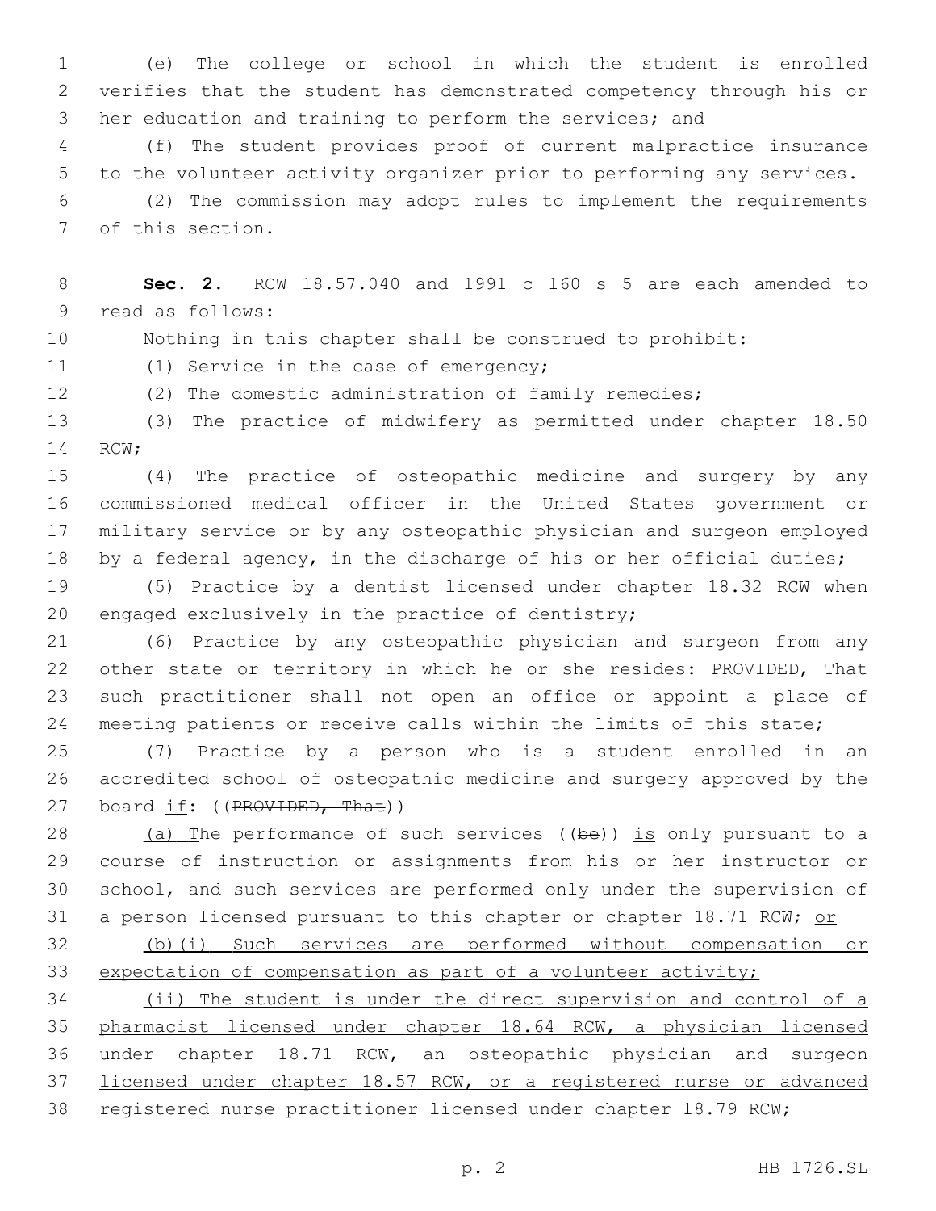(e) The college or school in which the student is enrolled verifies that the student has demonstrated competency through his or her education and training to perform the services; and

(f) The student provides proof of current malpractice insurance to the volunteer activity organizer prior to performing any services.

(2) The commission may adopt rules to implement the requirements of this section.

**Sec. 2.** RCW 18.57.040 and 1991 c 160 s 5 are each amended to read as follows:

Nothing in this chapter shall be construed to prohibit:

(1) Service in the case of emergency;

(2) The domestic administration of family remedies;

(3) The practice of midwifery as permitted under chapter 18.50 RCW;

(4) The practice of osteopathic medicine and surgery by any commissioned medical officer in the United States government or military service or by any osteopathic physician and surgeon employed by a federal agency, in the discharge of his or her official duties;

(5) Practice by a dentist licensed under chapter 18.32 RCW when engaged exclusively in the practice of dentistry;

(6) Practice by any osteopathic physician and surgeon from any other state or territory in which he or she resides: PROVIDED, That such practitioner shall not open an office or appoint a place of meeting patients or receive calls within the limits of this state;

(7) Practice by a person who is a student enrolled in an accredited school of osteopathic medicine and surgery approved by the board <u>if</u>: ((~~PROVIDED, That~~))

<u>(a) T</u>he performance of such services ((~~be~~)) <u>is</u> only pursuant to a course of instruction or assignments from his or her instructor or school, and such services are performed only under the supervision of a person licensed pursuant to this chapter or chapter 18.71 RCW; <u>or</u>

<u>(b)(i) Such services are performed without compensation or expectation of compensation as part of a volunteer activity;</u>

<u>(ii) The student is under the direct supervision and control of a pharmacist licensed under chapter 18.64 RCW, a physician licensed under chapter 18.71 RCW, an osteopathic physician and surgeon licensed under chapter 18.57 RCW, or a registered nurse or advanced registered nurse practitioner licensed under chapter 18.79 RCW;</u>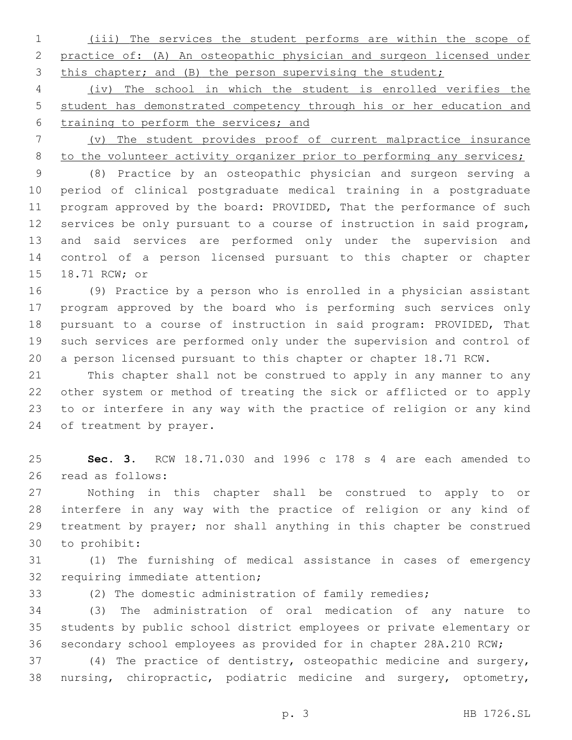(iii) The services the student performs are within the scope of practice of: (A) An osteopathic physician and surgeon licensed under this chapter; and (B) the person supervising the student;

(iv) The school in which the student is enrolled verifies the student has demonstrated competency through his or her education and training to perform the services; and

(v) The student provides proof of current malpractice insurance to the volunteer activity organizer prior to performing any services;

(8) Practice by an osteopathic physician and surgeon serving a period of clinical postgraduate medical training in a postgraduate program approved by the board: PROVIDED, That the performance of such services be only pursuant to a course of instruction in said program, and said services are performed only under the supervision and control of a person licensed pursuant to this chapter or chapter 18.71 RCW; or

(9) Practice by a person who is enrolled in a physician assistant program approved by the board who is performing such services only pursuant to a course of instruction in said program: PROVIDED, That such services are performed only under the supervision and control of a person licensed pursuant to this chapter or chapter 18.71 RCW.

This chapter shall not be construed to apply in any manner to any other system or method of treating the sick or afflicted or to apply to or interfere in any way with the practice of religion or any kind of treatment by prayer.

**Sec. 3.** RCW 18.71.030 and 1996 c 178 s 4 are each amended to read as follows:

Nothing in this chapter shall be construed to apply to or interfere in any way with the practice of religion or any kind of treatment by prayer; nor shall anything in this chapter be construed to prohibit:

(1) The furnishing of medical assistance in cases of emergency requiring immediate attention;

(2) The domestic administration of family remedies;

(3) The administration of oral medication of any nature to students by public school district employees or private elementary or secondary school employees as provided for in chapter 28A.210 RCW;

(4) The practice of dentistry, osteopathic medicine and surgery, nursing, chiropractic, podiatric medicine and surgery, optometry,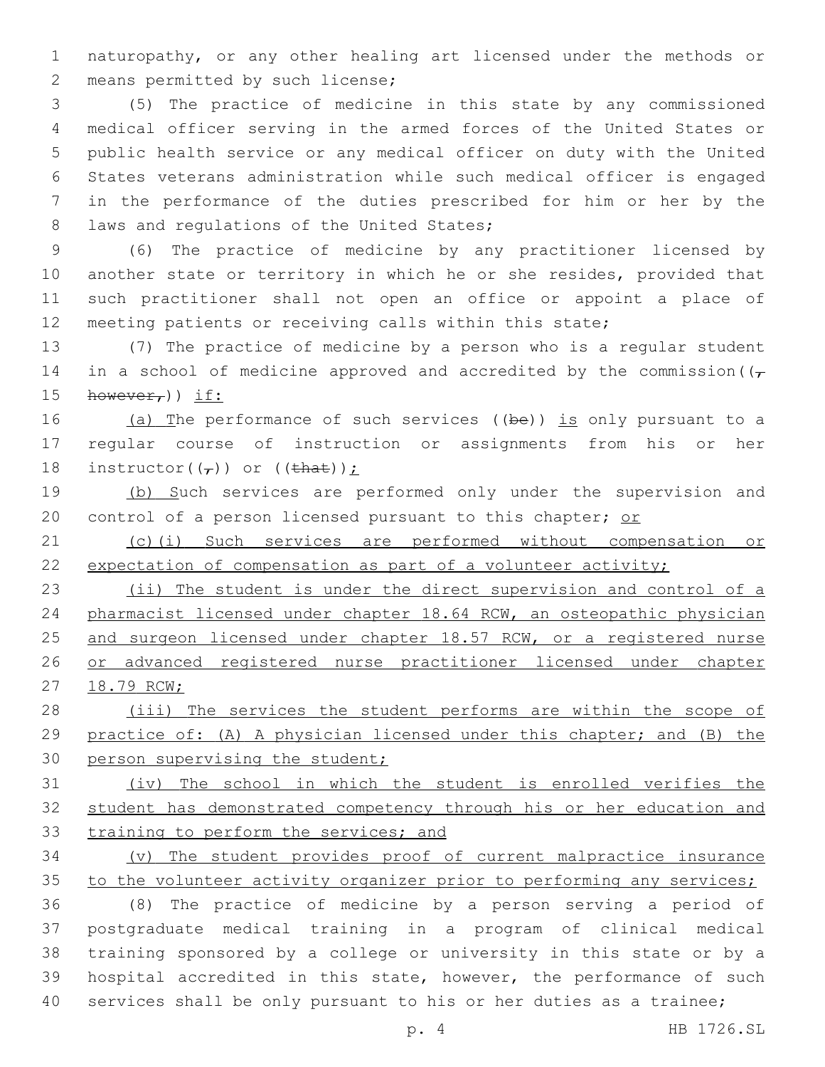naturopathy, or any other healing art licensed under the methods or means permitted by such license;

(5) The practice of medicine in this state by any commissioned medical officer serving in the armed forces of the United States or public health service or any medical officer on duty with the United States veterans administration while such medical officer is engaged in the performance of the duties prescribed for him or her by the laws and regulations of the United States;

(6) The practice of medicine by any practitioner licensed by another state or territory in which he or she resides, provided that such practitioner shall not open an office or appoint a place of meeting patients or receiving calls within this state;

(7) The practice of medicine by a person who is a regular student in a school of medicine approved and accredited by the commission((~~, however,~~)) if:

(a) The performance of such services ((~~be~~)) is only pursuant to a regular course of instruction or assignments from his or her instructor((~~,~~)) or ((~~that~~));

(b) Such services are performed only under the supervision and control of a person licensed pursuant to this chapter; or

(c)(i) Such services are performed without compensation or expectation of compensation as part of a volunteer activity;

(ii) The student is under the direct supervision and control of a pharmacist licensed under chapter 18.64 RCW, an osteopathic physician and surgeon licensed under chapter 18.57 RCW, or a registered nurse or advanced registered nurse practitioner licensed under chapter 18.79 RCW;

(iii) The services the student performs are within the scope of practice of: (A) A physician licensed under this chapter; and (B) the person supervising the student;

(iv) The school in which the student is enrolled verifies the student has demonstrated competency through his or her education and training to perform the services; and

(v) The student provides proof of current malpractice insurance to the volunteer activity organizer prior to performing any services;

(8) The practice of medicine by a person serving a period of postgraduate medical training in a program of clinical medical training sponsored by a college or university in this state or by a hospital accredited in this state, however, the performance of such services shall be only pursuant to his or her duties as a trainee;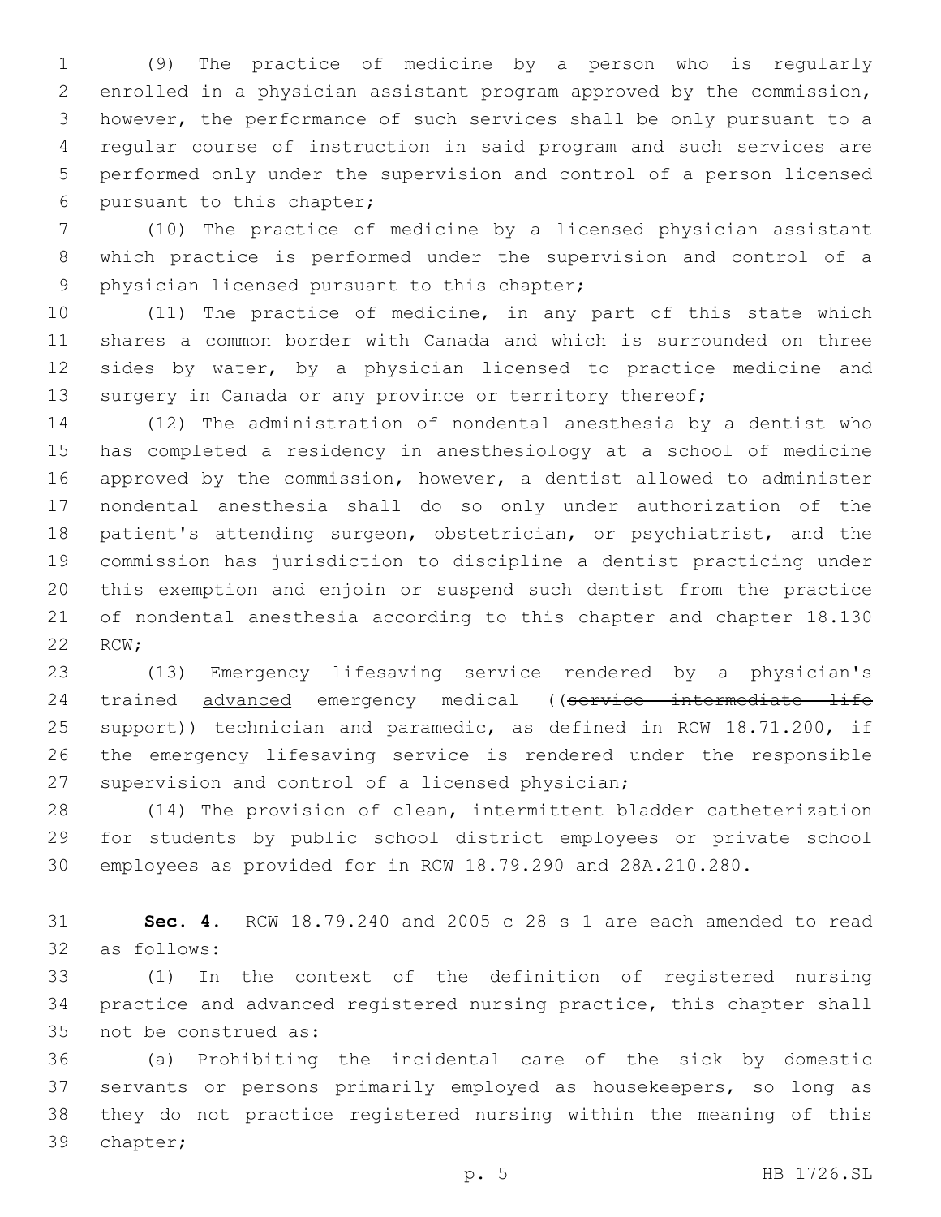(9) The practice of medicine by a person who is regularly enrolled in a physician assistant program approved by the commission, however, the performance of such services shall be only pursuant to a regular course of instruction in said program and such services are performed only under the supervision and control of a person licensed pursuant to this chapter;

(10) The practice of medicine by a licensed physician assistant which practice is performed under the supervision and control of a physician licensed pursuant to this chapter;

(11) The practice of medicine, in any part of this state which shares a common border with Canada and which is surrounded on three sides by water, by a physician licensed to practice medicine and surgery in Canada or any province or territory thereof;

(12) The administration of nondental anesthesia by a dentist who has completed a residency in anesthesiology at a school of medicine approved by the commission, however, a dentist allowed to administer nondental anesthesia shall do so only under authorization of the patient's attending surgeon, obstetrician, or psychiatrist, and the commission has jurisdiction to discipline a dentist practicing under this exemption and enjoin or suspend such dentist from the practice of nondental anesthesia according to this chapter and chapter 18.130 RCW;

(13) Emergency lifesaving service rendered by a physician's trained <u>advanced</u> emergency medical ((~~service intermediate life support~~)) technician and paramedic, as defined in RCW 18.71.200, if the emergency lifesaving service is rendered under the responsible supervision and control of a licensed physician;

(14) The provision of clean, intermittent bladder catheterization for students by public school district employees or private school employees as provided for in RCW 18.79.290 and 28A.210.280.

**Sec. 4.** RCW 18.79.240 and 2005 c 28 s 1 are each amended to read as follows:

(1) In the context of the definition of registered nursing practice and advanced registered nursing practice, this chapter shall not be construed as:

(a) Prohibiting the incidental care of the sick by domestic servants or persons primarily employed as housekeepers, so long as they do not practice registered nursing within the meaning of this chapter;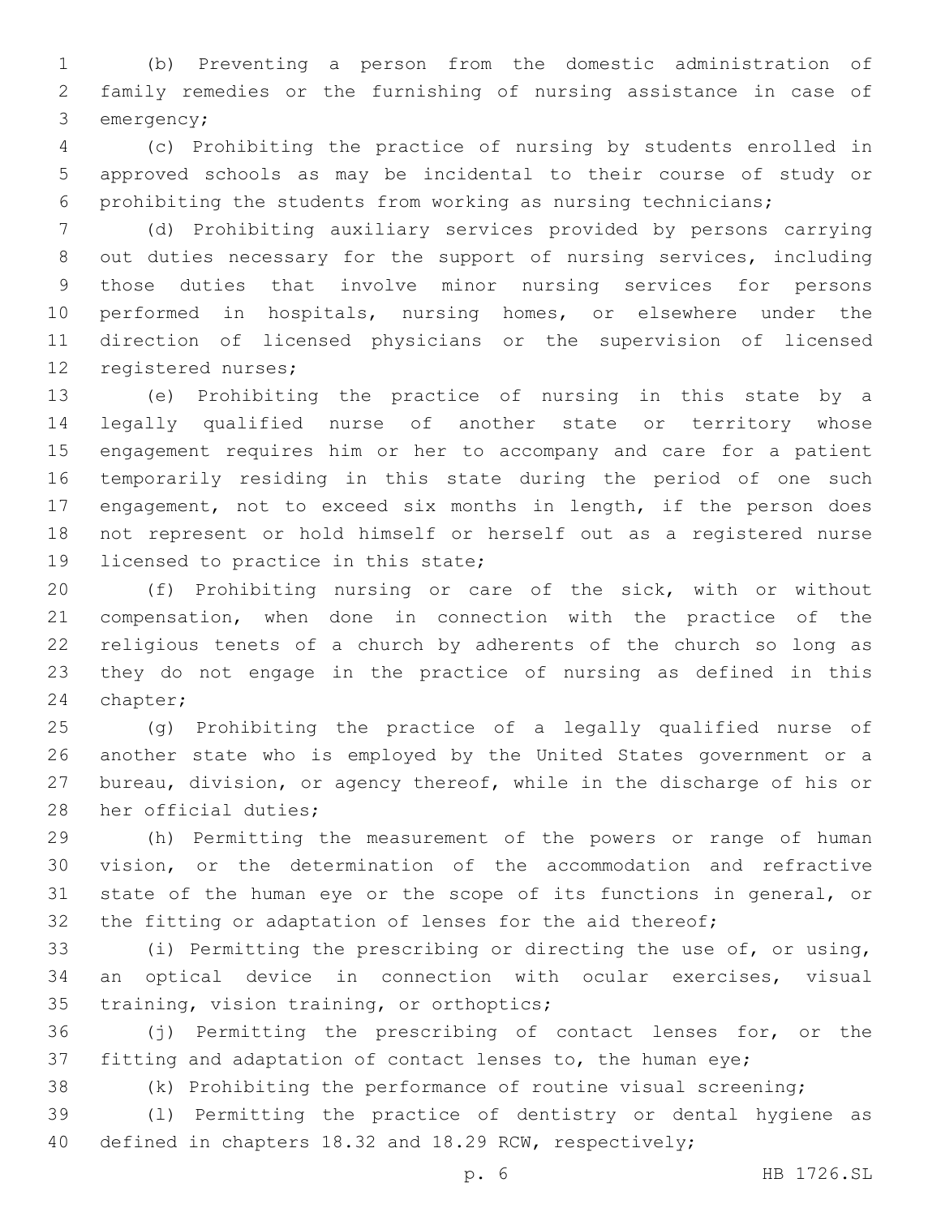(b) Preventing a person from the domestic administration of family remedies or the furnishing of nursing assistance in case of emergency;

(c) Prohibiting the practice of nursing by students enrolled in approved schools as may be incidental to their course of study or prohibiting the students from working as nursing technicians;

(d) Prohibiting auxiliary services provided by persons carrying out duties necessary for the support of nursing services, including those duties that involve minor nursing services for persons performed in hospitals, nursing homes, or elsewhere under the direction of licensed physicians or the supervision of licensed registered nurses;

(e) Prohibiting the practice of nursing in this state by a legally qualified nurse of another state or territory whose engagement requires him or her to accompany and care for a patient temporarily residing in this state during the period of one such engagement, not to exceed six months in length, if the person does not represent or hold himself or herself out as a registered nurse licensed to practice in this state;

(f) Prohibiting nursing or care of the sick, with or without compensation, when done in connection with the practice of the religious tenets of a church by adherents of the church so long as they do not engage in the practice of nursing as defined in this chapter;

(g) Prohibiting the practice of a legally qualified nurse of another state who is employed by the United States government or a bureau, division, or agency thereof, while in the discharge of his or her official duties;

(h) Permitting the measurement of the powers or range of human vision, or the determination of the accommodation and refractive state of the human eye or the scope of its functions in general, or the fitting or adaptation of lenses for the aid thereof;

(i) Permitting the prescribing or directing the use of, or using, an optical device in connection with ocular exercises, visual training, vision training, or orthoptics;

(j) Permitting the prescribing of contact lenses for, or the fitting and adaptation of contact lenses to, the human eye;

(k) Prohibiting the performance of routine visual screening;

(l) Permitting the practice of dentistry or dental hygiene as defined in chapters 18.32 and 18.29 RCW, respectively;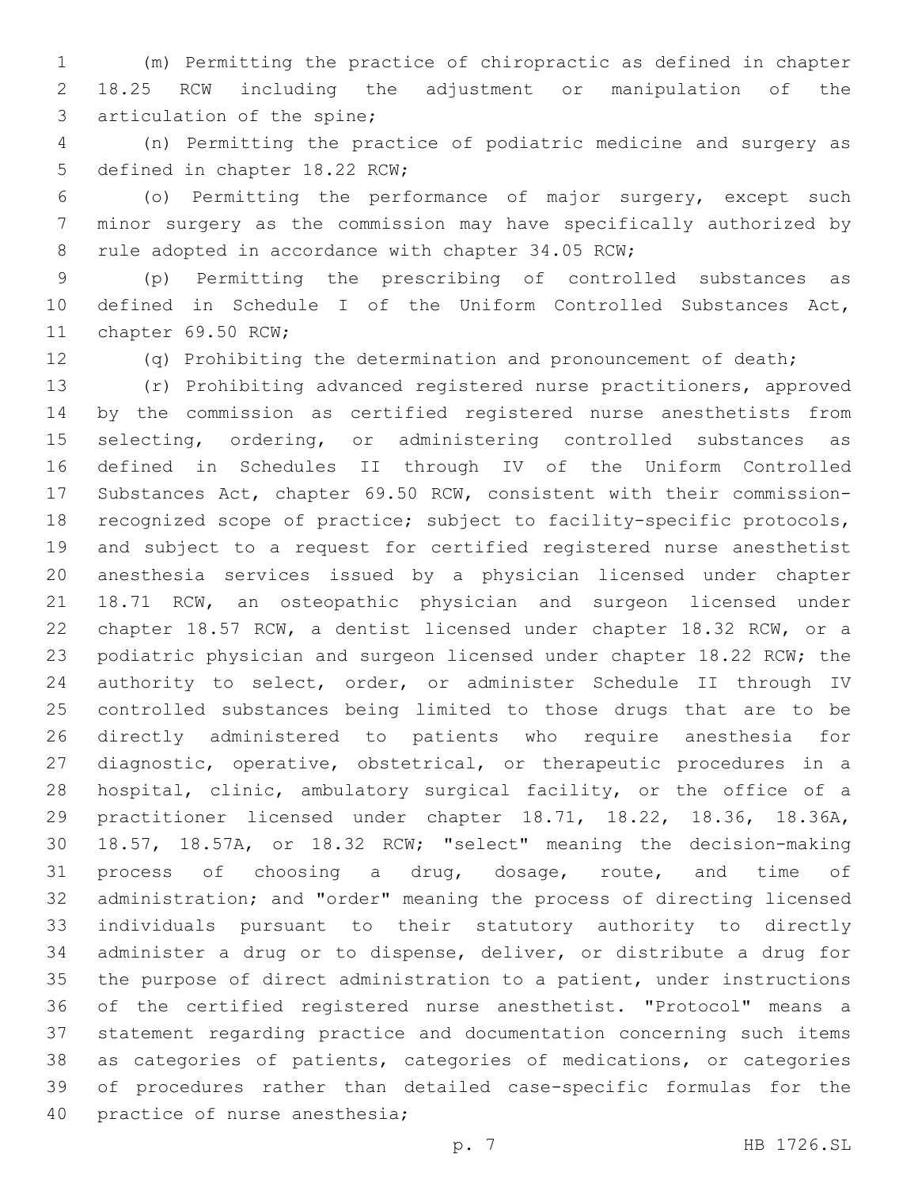(m) Permitting the practice of chiropractic as defined in chapter 18.25 RCW including the adjustment or manipulation of the articulation of the spine;

(n) Permitting the practice of podiatric medicine and surgery as defined in chapter 18.22 RCW;

(o) Permitting the performance of major surgery, except such minor surgery as the commission may have specifically authorized by rule adopted in accordance with chapter 34.05 RCW;

(p) Permitting the prescribing of controlled substances as defined in Schedule I of the Uniform Controlled Substances Act, chapter 69.50 RCW;

(q) Prohibiting the determination and pronouncement of death;

(r) Prohibiting advanced registered nurse practitioners, approved by the commission as certified registered nurse anesthetists from selecting, ordering, or administering controlled substances as defined in Schedules II through IV of the Uniform Controlled Substances Act, chapter 69.50 RCW, consistent with their commission-recognized scope of practice; subject to facility-specific protocols, and subject to a request for certified registered nurse anesthetist anesthesia services issued by a physician licensed under chapter 18.71 RCW, an osteopathic physician and surgeon licensed under chapter 18.57 RCW, a dentist licensed under chapter 18.32 RCW, or a podiatric physician and surgeon licensed under chapter 18.22 RCW; the authority to select, order, or administer Schedule II through IV controlled substances being limited to those drugs that are to be directly administered to patients who require anesthesia for diagnostic, operative, obstetrical, or therapeutic procedures in a hospital, clinic, ambulatory surgical facility, or the office of a practitioner licensed under chapter 18.71, 18.22, 18.36, 18.36A, 18.57, 18.57A, or 18.32 RCW; "select" meaning the decision-making process of choosing a drug, dosage, route, and time of administration; and "order" meaning the process of directing licensed individuals pursuant to their statutory authority to directly administer a drug or to dispense, deliver, or distribute a drug for the purpose of direct administration to a patient, under instructions of the certified registered nurse anesthetist. "Protocol" means a statement regarding practice and documentation concerning such items as categories of patients, categories of medications, or categories of procedures rather than detailed case-specific formulas for the practice of nurse anesthesia;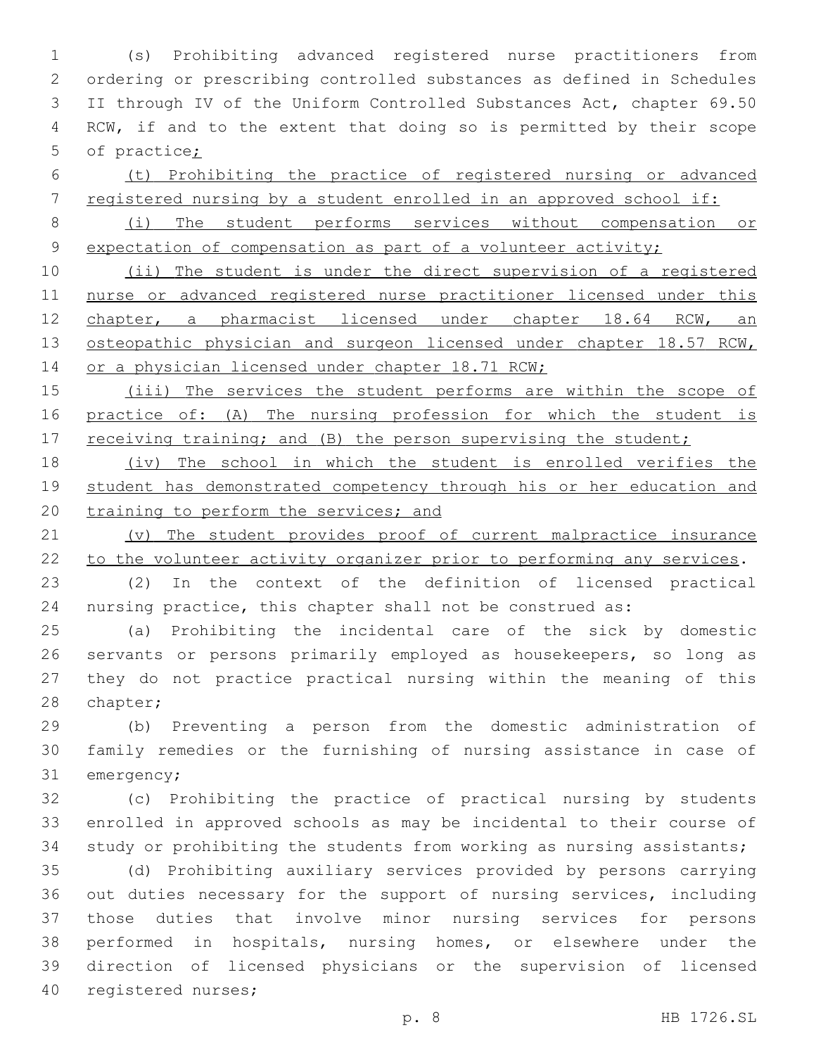(s) Prohibiting advanced registered nurse practitioners from ordering or prescribing controlled substances as defined in Schedules II through IV of the Uniform Controlled Substances Act, chapter 69.50 RCW, if and to the extent that doing so is permitted by their scope of practice;

(t) Prohibiting the practice of registered nursing or advanced registered nursing by a student enrolled in an approved school if:

(i) The student performs services without compensation or expectation of compensation as part of a volunteer activity;

(ii) The student is under the direct supervision of a registered nurse or advanced registered nurse practitioner licensed under this chapter, a pharmacist licensed under chapter 18.64 RCW, an osteopathic physician and surgeon licensed under chapter 18.57 RCW, or a physician licensed under chapter 18.71 RCW;

(iii) The services the student performs are within the scope of practice of: (A) The nursing profession for which the student is receiving training; and (B) the person supervising the student;

(iv) The school in which the student is enrolled verifies the student has demonstrated competency through his or her education and training to perform the services; and

(v) The student provides proof of current malpractice insurance to the volunteer activity organizer prior to performing any services.

(2) In the context of the definition of licensed practical nursing practice, this chapter shall not be construed as:

(a) Prohibiting the incidental care of the sick by domestic servants or persons primarily employed as housekeepers, so long as they do not practice practical nursing within the meaning of this chapter;

(b) Preventing a person from the domestic administration of family remedies or the furnishing of nursing assistance in case of emergency;

(c) Prohibiting the practice of practical nursing by students enrolled in approved schools as may be incidental to their course of study or prohibiting the students from working as nursing assistants;

(d) Prohibiting auxiliary services provided by persons carrying out duties necessary for the support of nursing services, including those duties that involve minor nursing services for persons performed in hospitals, nursing homes, or elsewhere under the direction of licensed physicians or the supervision of licensed registered nurses;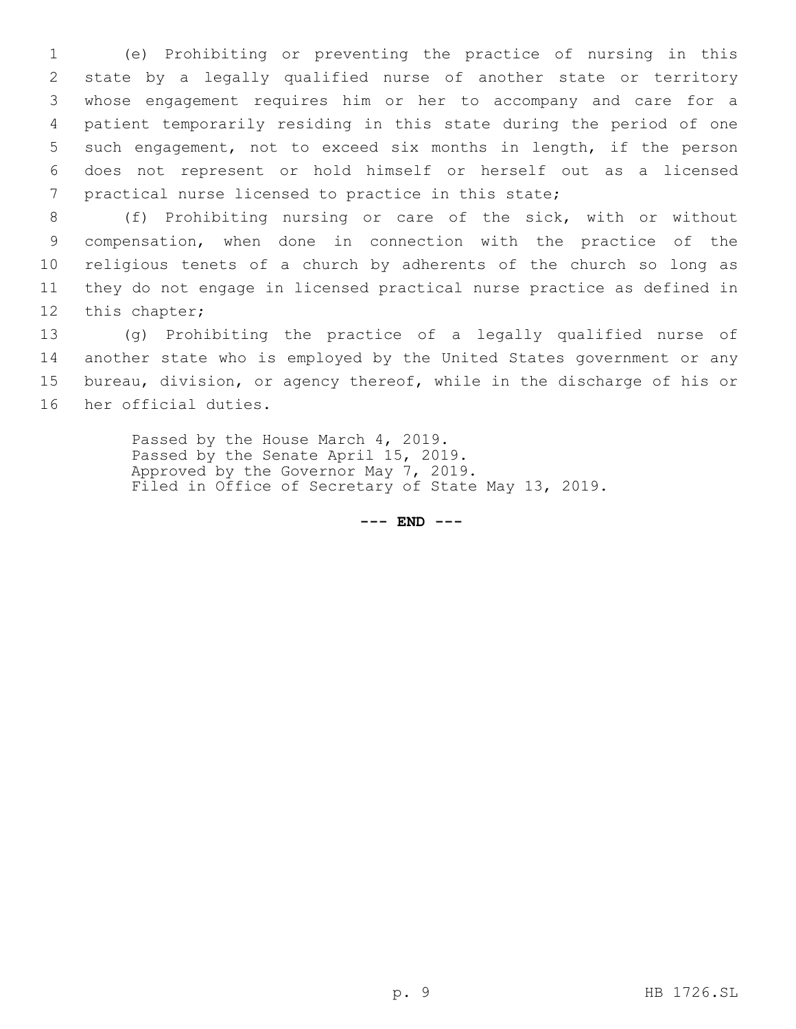(e) Prohibiting or preventing the practice of nursing in this state by a legally qualified nurse of another state or territory whose engagement requires him or her to accompany and care for a patient temporarily residing in this state during the period of one such engagement, not to exceed six months in length, if the person does not represent or hold himself or herself out as a licensed practical nurse licensed to practice in this state;

(f) Prohibiting nursing or care of the sick, with or without compensation, when done in connection with the practice of the religious tenets of a church by adherents of the church so long as they do not engage in licensed practical nurse practice as defined in this chapter;

(g) Prohibiting the practice of a legally qualified nurse of another state who is employed by the United States government or any bureau, division, or agency thereof, while in the discharge of his or her official duties.

Passed by the House March 4, 2019.
Passed by the Senate April 15, 2019.
Approved by the Governor May 7, 2019.
Filed in Office of Secretary of State May 13, 2019.

**--- END ---**